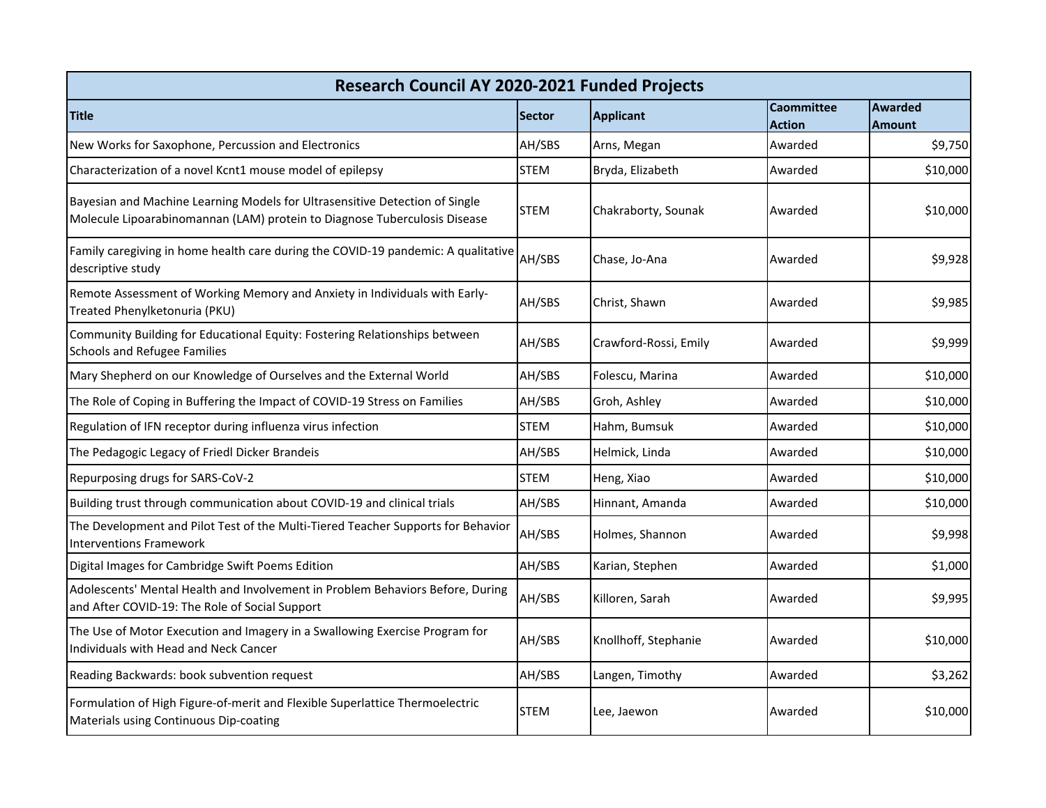| Research Council AY 2020-2021 Funded Projects | | | | |
|---|---|---|---|---|
| **Title** | **Sector** | **Applicant** | **Caommittee Action** | **Awarded Amount** |
| New Works for Saxophone, Percussion and Electronics | AH/SBS | Arns, Megan | Awarded | $9,750 |
| Characterization of a novel Kcnt1 mouse model of epilepsy | STEM | Bryda, Elizabeth | Awarded | $10,000 |
| Bayesian and Machine Learning Models for Ultrasensitive Detection of Single Molecule Lipoarabinomannan (LAM) protein to Diagnose Tuberculosis Disease | STEM | Chakraborty, Sounak | Awarded | $10,000 |
| Family caregiving in home health care during the COVID-19 pandemic: A qualitative descriptive study | AH/SBS | Chase, Jo-Ana | Awarded | $9,928 |
| Remote Assessment of Working Memory and Anxiety in Individuals with Early-Treated Phenylketonuria (PKU) | AH/SBS | Christ, Shawn | Awarded | $9,985 |
| Community Building for Educational Equity: Fostering Relationships between Schools and Refugee Families | AH/SBS | Crawford-Rossi, Emily | Awarded | $9,999 |
| Mary Shepherd on our Knowledge of Ourselves and the External World | AH/SBS | Folescu, Marina | Awarded | $10,000 |
| The Role of Coping in Buffering the Impact of COVID-19 Stress on Families | AH/SBS | Groh, Ashley | Awarded | $10,000 |
| Regulation of IFN receptor during influenza virus infection | STEM | Hahm, Bumsuk | Awarded | $10,000 |
| The Pedagogic Legacy of Friedl Dicker Brandeis | AH/SBS | Helmick, Linda | Awarded | $10,000 |
| Repurposing drugs for SARS-CoV-2 | STEM | Heng, Xiao | Awarded | $10,000 |
| Building trust through communication about COVID-19 and clinical trials | AH/SBS | Hinnant, Amanda | Awarded | $10,000 |
| The Development and Pilot Test of the Multi-Tiered Teacher Supports for Behavior Interventions Framework | AH/SBS | Holmes, Shannon | Awarded | $9,998 |
| Digital Images for Cambridge Swift Poems Edition | AH/SBS | Karian, Stephen | Awarded | $1,000 |
| Adolescents' Mental Health and Involvement in Problem Behaviors Before, During and After COVID-19: The Role of Social Support | AH/SBS | Killoren, Sarah | Awarded | $9,995 |
| The Use of Motor Execution and Imagery in a Swallowing Exercise Program for Individuals with Head and Neck Cancer | AH/SBS | Knollhoff, Stephanie | Awarded | $10,000 |
| Reading Backwards: book subvention request | AH/SBS | Langen, Timothy | Awarded | $3,262 |
| Formulation of High Figure-of-merit and Flexible Superlattice Thermoelectric Materials using Continuous Dip-coating | STEM | Lee, Jaewon | Awarded | $10,000 |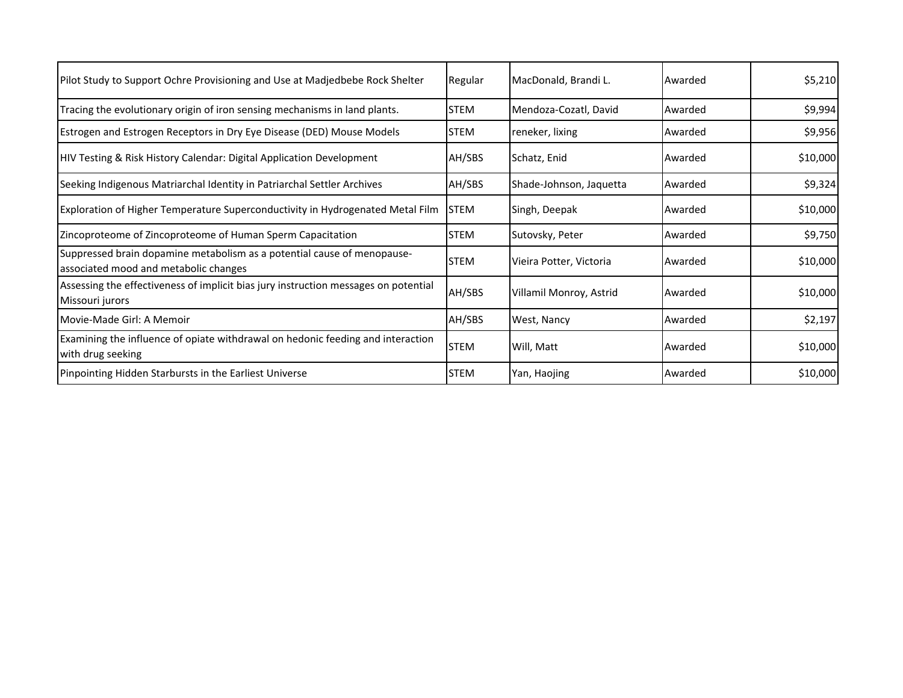| | | | | |
|---|---|---|---|---|
| Pilot Study to Support Ochre Provisioning and Use at Madjedbebe Rock Shelter | Regular | MacDonald, Brandi L. | Awarded | $5,210 |
| Tracing the evolutionary origin of iron sensing mechanisms in land plants. | STEM | Mendoza-Cozatl, David | Awarded | $9,994 |
| Estrogen and Estrogen Receptors in Dry Eye Disease (DED) Mouse Models | STEM | reneker, lixing | Awarded | $9,956 |
| HIV Testing & Risk History Calendar: Digital Application Development | AH/SBS | Schatz, Enid | Awarded | $10,000 |
| Seeking Indigenous Matriarchal Identity in Patriarchal Settler Archives | AH/SBS | Shade-Johnson, Jaquetta | Awarded | $9,324 |
| Exploration of Higher Temperature Superconductivity in Hydrogenated Metal Film | STEM | Singh, Deepak | Awarded | $10,000 |
| Zincoproteome of Zincoproteome of Human Sperm Capacitation | STEM | Sutovsky, Peter | Awarded | $9,750 |
| Suppressed brain dopamine metabolism as a potential cause of menopause-associated mood and metabolic changes | STEM | Vieira Potter, Victoria | Awarded | $10,000 |
| Assessing the effectiveness of implicit bias jury instruction messages on potential Missouri jurors | AH/SBS | Villamil Monroy, Astrid | Awarded | $10,000 |
| Movie-Made Girl: A Memoir | AH/SBS | West, Nancy | Awarded | $2,197 |
| Examining the influence of opiate withdrawal on hedonic feeding and interaction with drug seeking | STEM | Will, Matt | Awarded | $10,000 |
| Pinpointing Hidden Starbursts in the Earliest Universe | STEM | Yan, Haojing | Awarded | $10,000 |